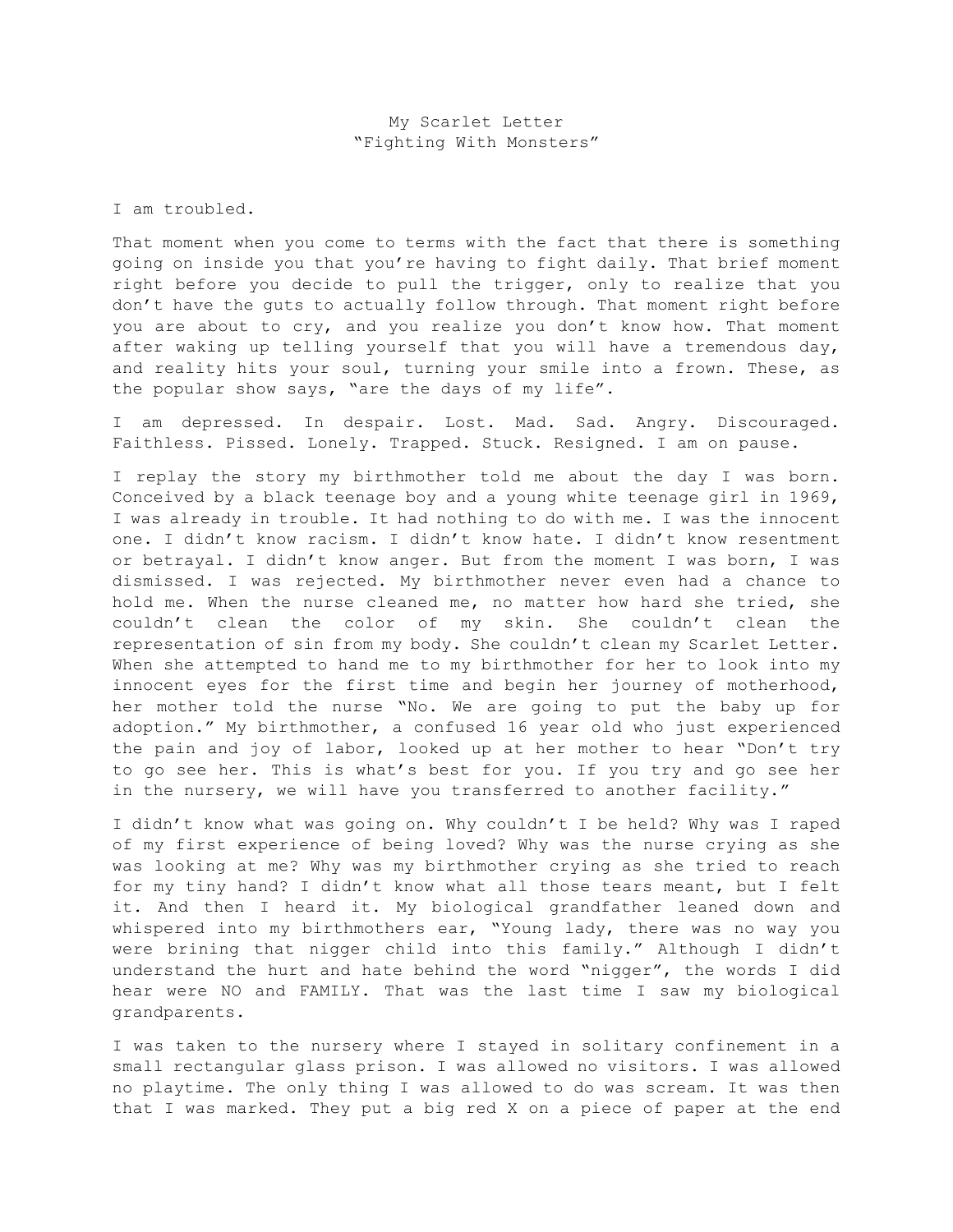# My Scarlet Letter
## "Fighting With Monsters"

I am troubled.

That moment when you come to terms with the fact that there is something going on inside you that you're having to fight daily. That brief moment right before you decide to pull the trigger, only to realize that you don't have the guts to actually follow through. That moment right before you are about to cry, and you realize you don't know how. That moment after waking up telling yourself that you will have a tremendous day, and reality hits your soul, turning your smile into a frown. These, as the popular show says, "are the days of my life".

I am depressed. In despair. Lost. Mad. Sad. Angry. Discouraged. Faithless. Pissed. Lonely. Trapped. Stuck. Resigned. I am on pause.

I replay the story my birthmother told me about the day I was born. Conceived by a black teenage boy and a young white teenage girl in 1969, I was already in trouble. It had nothing to do with me. I was the innocent one. I didn't know racism. I didn't know hate. I didn't know resentment or betrayal. I didn't know anger. But from the moment I was born, I was dismissed. I was rejected. My birthmother never even had a chance to hold me. When the nurse cleaned me, no matter how hard she tried, she couldn't clean the color of my skin. She couldn't clean the representation of sin from my body. She couldn't clean my Scarlet Letter. When she attempted to hand me to my birthmother for her to look into my innocent eyes for the first time and begin her journey of motherhood, her mother told the nurse "No. We are going to put the baby up for adoption." My birthmother, a confused 16 year old who just experienced the pain and joy of labor, looked up at her mother to hear "Don't try to go see her. This is what's best for you. If you try and go see her in the nursery, we will have you transferred to another facility."

I didn't know what was going on. Why couldn't I be held? Why was I raped of my first experience of being loved? Why was the nurse crying as she was looking at me? Why was my birthmother crying as she tried to reach for my tiny hand? I didn't know what all those tears meant, but I felt it. And then I heard it. My biological grandfather leaned down and whispered into my birthmothers ear, "Young lady, there was no way you were brining that nigger child into this family." Although I didn't understand the hurt and hate behind the word "nigger", the words I did hear were NO and FAMILY. That was the last time I saw my biological grandparents.

I was taken to the nursery where I stayed in solitary confinement in a small rectangular glass prison. I was allowed no visitors. I was allowed no playtime. The only thing I was allowed to do was scream. It was then that I was marked. They put a big red X on a piece of paper at the end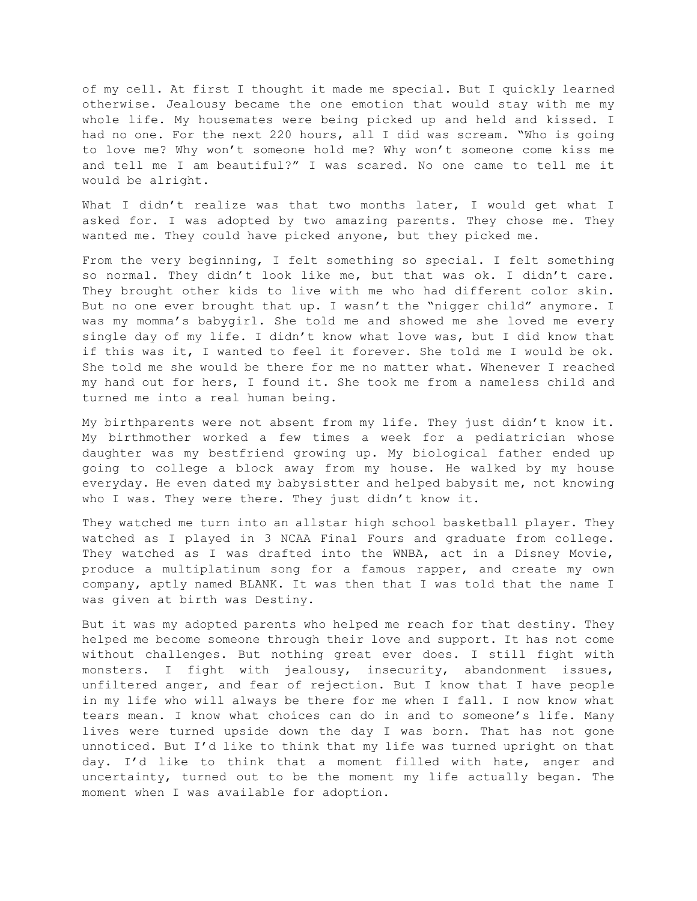of my cell. At first I thought it made me special. But I quickly learned otherwise. Jealousy became the one emotion that would stay with me my whole life. My housemates were being picked up and held and kissed. I had no one. For the next 220 hours, all I did was scream. "Who is going to love me? Why won't someone hold me? Why won't someone come kiss me and tell me I am beautiful?" I was scared. No one came to tell me it would be alright.

What I didn't realize was that two months later, I would get what I asked for. I was adopted by two amazing parents. They chose me. They wanted me. They could have picked anyone, but they picked me.

From the very beginning, I felt something so special. I felt something so normal. They didn't look like me, but that was ok. I didn't care. They brought other kids to live with me who had different color skin. But no one ever brought that up. I wasn't the "nigger child" anymore. I was my momma's babygirl. She told me and showed me she loved me every single day of my life. I didn't know what love was, but I did know that if this was it, I wanted to feel it forever. She told me I would be ok. She told me she would be there for me no matter what. Whenever I reached my hand out for hers, I found it. She took me from a nameless child and turned me into a real human being.

My birthparents were not absent from my life. They just didn't know it. My birthmother worked a few times a week for a pediatrician whose daughter was my bestfriend growing up. My biological father ended up going to college a block away from my house. He walked by my house everyday. He even dated my babysistter and helped babysit me, not knowing who I was. They were there. They just didn't know it.

They watched me turn into an allstar high school basketball player. They watched as I played in 3 NCAA Final Fours and graduate from college. They watched as I was drafted into the WNBA, act in a Disney Movie, produce a multiplatinum song for a famous rapper, and create my own company, aptly named BLANK. It was then that I was told that the name I was given at birth was Destiny.

But it was my adopted parents who helped me reach for that destiny. They helped me become someone through their love and support. It has not come without challenges. But nothing great ever does. I still fight with monsters. I fight with jealousy, insecurity, abandonment issues, unfiltered anger, and fear of rejection. But I know that I have people in my life who will always be there for me when I fall. I now know what tears mean. I know what choices can do in and to someone's life. Many lives were turned upside down the day I was born. That has not gone unnoticed. But I'd like to think that my life was turned upright on that day. I'd like to think that a moment filled with hate, anger and uncertainty, turned out to be the moment my life actually began. The moment when I was available for adoption.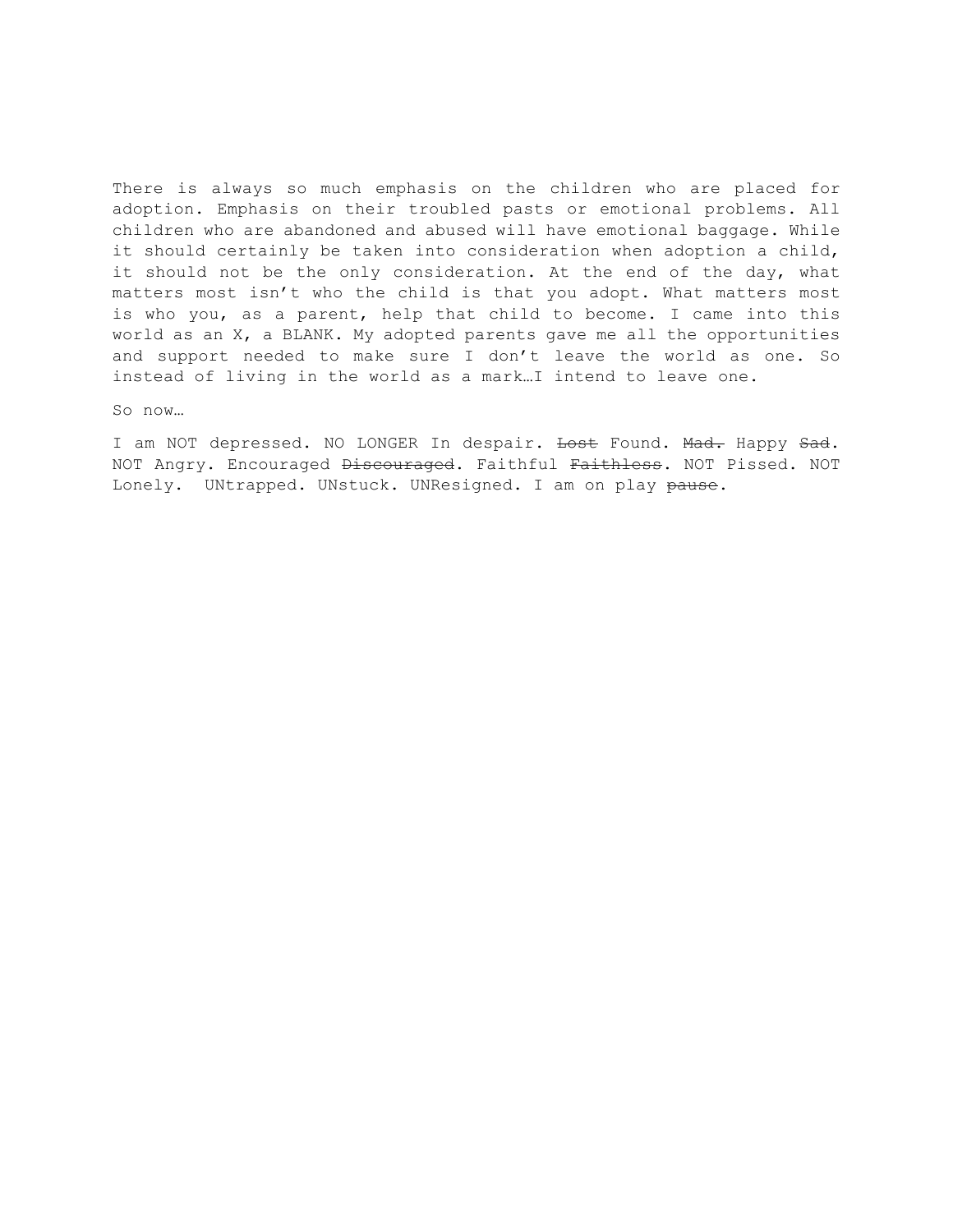There is always so much emphasis on the children who are placed for adoption. Emphasis on their troubled pasts or emotional problems. All children who are abandoned and abused will have emotional baggage. While it should certainly be taken into consideration when adoption a child, it should not be the only consideration. At the end of the day, what matters most isn't who the child is that you adopt. What matters most is who you, as a parent, help that child to become. I came into this world as an X, a BLANK. My adopted parents gave me all the opportunities and support needed to make sure I don't leave the world as one. So instead of living in the world as a mark…I intend to leave one.

So now…

I am NOT depressed. NO LONGER In despair. ~~Lost~~ Found. ~~Mad.~~ Happy ~~Sad~~. NOT Angry. Encouraged ~~Discouraged~~. Faithful ~~Faithless~~. NOT Pissed. NOT Lonely. UNtrapped. UNstuck. UNResigned. I am on play ~~pause~~.